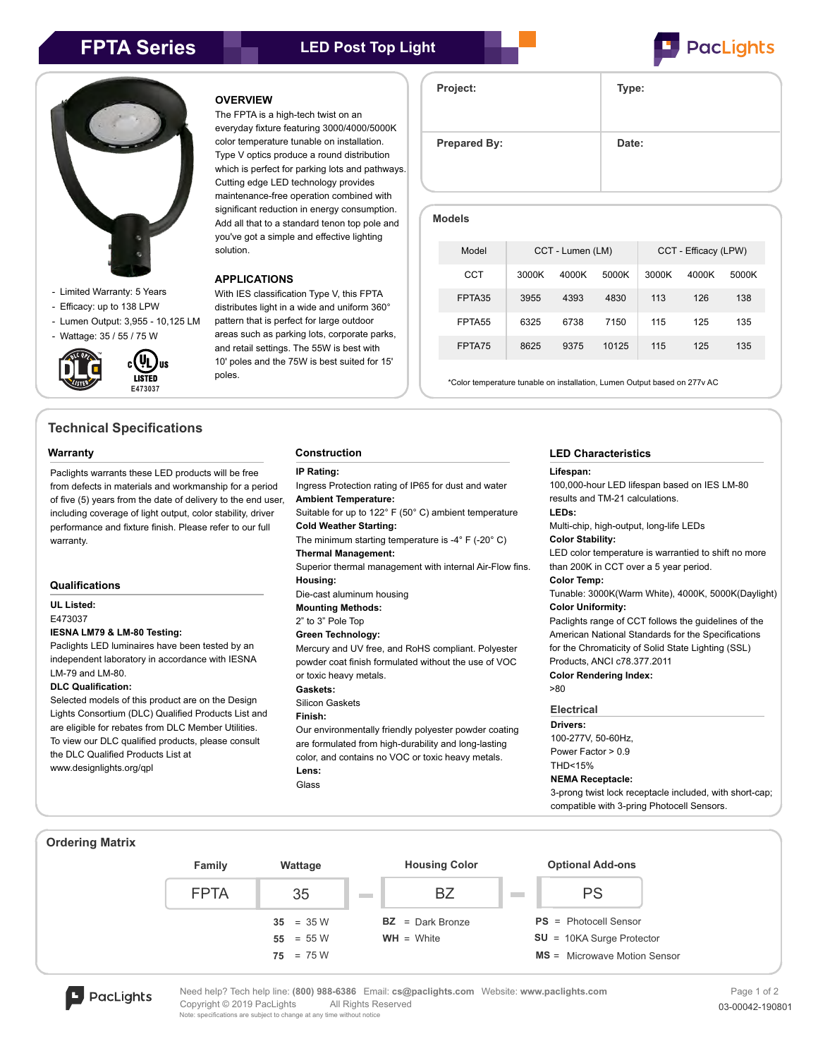# FPTA Series

## LED Post Top Light

PacLights

### OVERVIEW

The FPTA is a high-tech twist on an everyday fixture featuring 3000/4000/5000K color temperature tunable on installation. Type V optics produce a round distribution which is perfect for parking lots and pathways. Cutting edge LED technology provides maintenance-free operation combined with significant reduction in energy consumption. Add all that to a standard tenon top pole and you've got a simple and effective lighting solution.

### APPLICATIONS

With IES classification Type V, this FPTA distributes light in a wide and uniform 360° pattern that is perfect for large outdoor areas such as parking lots, corporate parks, and retail settings. The 55W is best with 10' poles and the 75W is best suited for 15' poles.

- Limited Warranty: 5 Years
- Efficacy: up to 138 LPW
- Lumen Output: 3,955 - 10,125 LM
- Wattage: 35 / 55 / 75 W

DLC QPL LISTED | cULus LISTED E473037

| Project: | Type: |
|---|---|
| **Prepared By:** | **Date:** |

### Models

| Model | CCT - Lumen (LM) | | | CCT - Efficacy (LPW) | | |
|---|---|---|---|---|---|---|
| CCT | 3000K | 4000K | 5000K | 3000K | 4000K | 5000K |
| FPTA35 | 3955 | 4393 | 4830 | 113 | 126 | 138 |
| FPTA55 | 6325 | 6738 | 7150 | 115 | 125 | 135 |
| FPTA75 | 8625 | 9375 | 10125 | 115 | 125 | 135 |

*Color temperature tunable on installation, Lumen Output based on 277v AC

## Technical Specifications

### Warranty

Paclights warrants these LED products will be free from defects in materials and workmanship for a period of five (5) years from the date of delivery to the end user, including coverage of light output, color stability, driver performance and fixture finish. Please refer to our full warranty.

### Qualifications

**UL Listed:**
E473037

**IESNA LM79 & LM-80 Testing:**
Paclights LED luminaires have been tested by an independent laboratory in accordance with IESNA LM-79 and LM-80.

**DLC Qualification:**
Selected models of this product are on the Design Lights Consortium (DLC) Qualified Products List and are eligible for rebates from DLC Member Utilities. To view our DLC qualified products, please consult the DLC Qualified Products List at www.designlights.org/qpl

### Construction

**IP Rating:**
Ingress Protection rating of IP65 for dust and water

**Ambient Temperature:**
Suitable for up to 122° F (50° C) ambient temperature

**Cold Weather Starting:**
The minimum starting temperature is -4° F (-20° C)

**Thermal Management:**
Superior thermal management with internal Air-Flow fins.

**Housing:**
Die-cast aluminum housing

**Mounting Methods:**
2" to 3" Pole Top

**Green Technology:**
Mercury and UV free, and RoHS compliant. Polyester powder coat finish formulated without the use of VOC or toxic heavy metals.

**Gaskets:**
Silicon Gaskets

**Finish:**
Our environmentally friendly polyester powder coating are formulated from high-durability and long-lasting color, and contains no VOC or toxic heavy metals.

**Lens:**
Glass

### LED Characteristics

**Lifespan:**
100,000-hour LED lifespan based on IES LM-80 results and TM-21 calculations.

**LEDs:**
Multi-chip, high-output, long-life LEDs

**Color Stability:**
LED color temperature is warrantied to shift no more than 200K in CCT over a 5 year period.

**Color Temp:**
Tunable: 3000K(Warm White), 4000K, 5000K(Daylight)

**Color Uniformity:**
Paclights range of CCT follows the guidelines of the American National Standards for the Specifications for the Chromaticity of Solid State Lighting (SSL) Products, ANCI c78.377.2011

**Color Rendering Index:**
>80

### Electrical

**Drivers:**
100-277V, 50-60Hz,
Power Factor > 0.9
THD<15%

**NEMA Receptacle:**
3-prong twist lock receptacle included, with short-cap; compatible with 3-pring Photocell Sensors.

## Ordering Matrix

| Family | Wattage | | Housing Color | | Optional Add-ons |
|---|---|---|---|---|---|
| FPTA | 35 | – | BZ | – | PS |

| Wattage | Housing Color | Optional Add-ons |
|---|---|---|
| **35** = 35 W | **BZ** = Dark Bronze | **PS** = Photocell Sensor |
| **55** = 55 W | **WH** = White | **SU** = 10KA Surge Protector |
| **75** = 75 W | | **MS** = Microwave Motion Sensor |

PacLights

Need help? Tech help line: **(800) 988-6386** Email: **cs@paclights.com** Website: **www.paclights.com**
Copyright © 2019 PacLights All Rights Reserved
Note: specifications are subject to change at any time without notice

03-00042-190801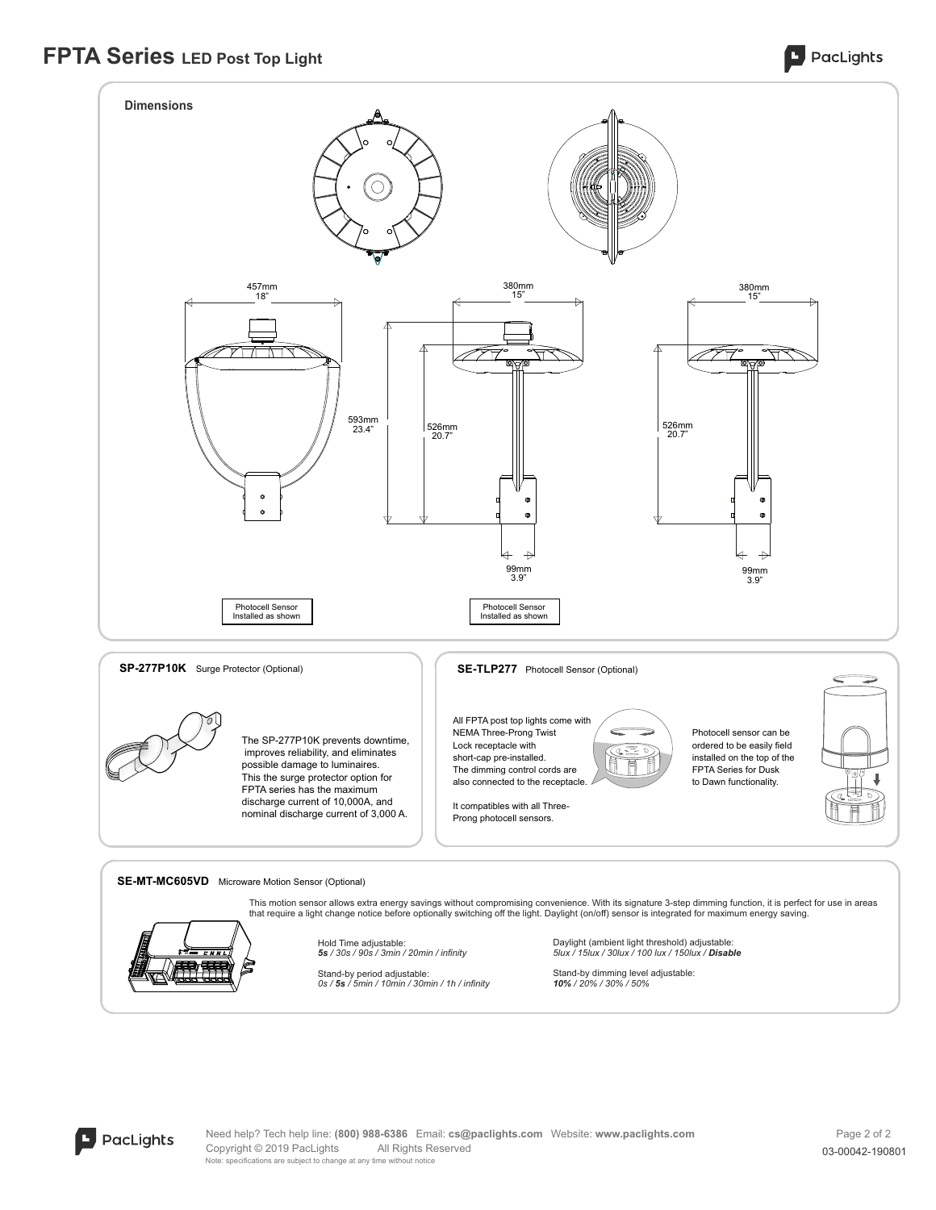# FPTA Series LED Post Top Light

## Dimensions

457mm
18"

593mm
23.4"

380mm
15"

526mm
20.7"

99mm
3.9"

380mm
15"

526mm
20.7"

99mm
3.9"

Photocell Sensor
Installed as shown

Photocell Sensor
Installed as shown

## SP-277P10K Surge Protector (Optional)

The SP-277P10K prevents downtime, improves reliability, and eliminates possible damage to luminaires. This the surge protector option for FPTA series has the maximum discharge current of 10,000A, and nominal discharge current of 3,000 A.

## SE-TLP277 Photocell Sensor (Optional)

All FPTA post top lights come with NEMA Three-Prong Twist Lock receptacle with short-cap pre-installed. The dimming control cords are also connected to the receptacle.

It compatibles with all Three-Prong photocell sensors.

Photocell sensor can be ordered to be easily field installed on the top of the FPTA Series for Dusk to Dawn functionality.

## SE-MT-MC605VD Microware Motion Sensor (Optional)

This motion sensor allows extra energy savings without compromising convenience. With its signature 3-step dimming function, it is perfect for use in areas that require a light change notice before optionally switching off the light. Daylight (on/off) sensor is integrated for maximum energy saving.

Hold Time adjustable:
***5s*** */ 30s / 90s / 3min / 20min / infinity*

Stand-by period adjustable:
*0s /* ***5s*** */ 5min / 10min / 30min / 1h / infinity*

Daylight (ambient light threshold) adjustable:
*5lux / 15lux / 30lux / 100 lux / 150lux /* ***Disable***

Stand-by dimming level adjustable:
***10%*** */ 20% / 30% / 50%*

Need help? Tech help line: **(800) 988-6386** Email: **cs@paclights.com** Website: **www.paclights.com**
Copyright © 2019 PacLights All Rights Reserved
Note: specifications are subject to change at any time without notice

03-00042-190801